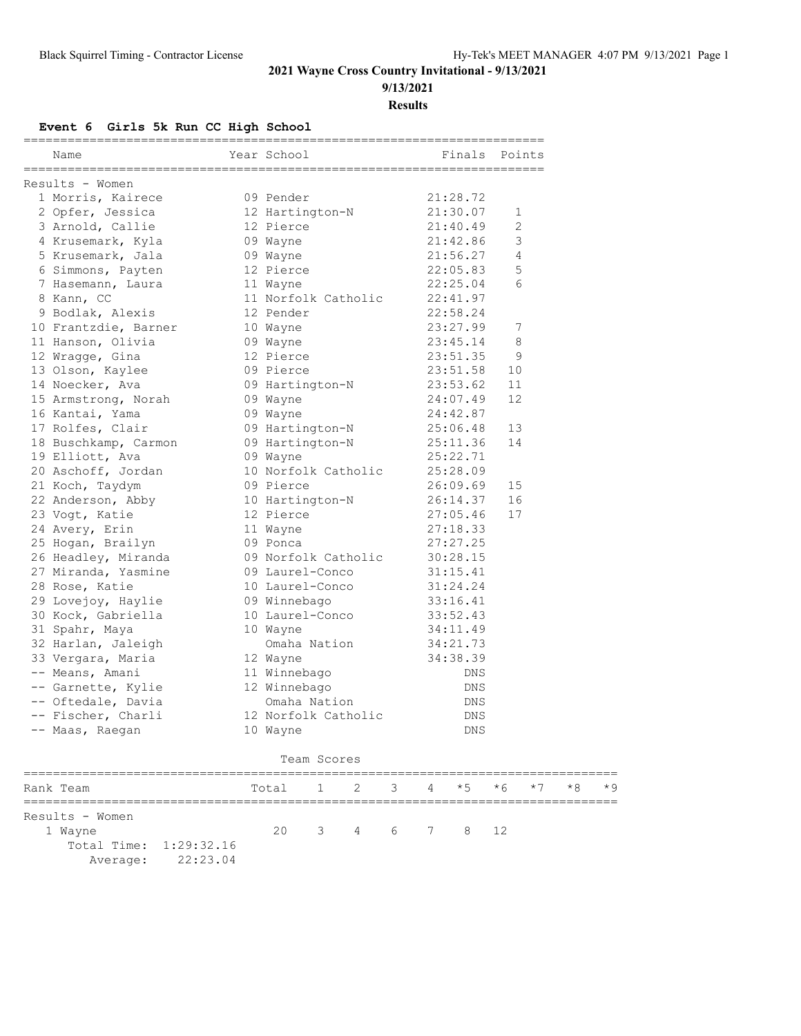# 2021 Wayne Cross Country Invitational - 9/13/2021

**9/13/2021**

**Results**

## Event 6 Girls 5k Run CC High School

| Name | Year | School | Finals | Points |
|---|---|---|---|---|
| **Results - Women** | | | | |
| 1 Morris, Kairece | 09 | Pender | 21:28.72 | |
| 2 Opfer, Jessica | 12 | Hartington-N | 21:30.07 | 1 |
| 3 Arnold, Callie | 12 | Pierce | 21:40.49 | 2 |
| 4 Krusemark, Kyla | 09 | Wayne | 21:42.86 | 3 |
| 5 Krusemark, Jala | 09 | Wayne | 21:56.27 | 4 |
| 6 Simmons, Payten | 12 | Pierce | 22:05.83 | 5 |
| 7 Hasemann, Laura | 11 | Wayne | 22:25.04 | 6 |
| 8 Kann, CC | 11 | Norfolk Catholic | 22:41.97 | |
| 9 Bodlak, Alexis | 12 | Pender | 22:58.24 | |
| 10 Frantzdie, Barner | 10 | Wayne | 23:27.99 | 7 |
| 11 Hanson, Olivia | 09 | Wayne | 23:45.14 | 8 |
| 12 Wragge, Gina | 12 | Pierce | 23:51.35 | 9 |
| 13 Olson, Kaylee | 09 | Pierce | 23:51.58 | 10 |
| 14 Noecker, Ava | 09 | Hartington-N | 23:53.62 | 11 |
| 15 Armstrong, Norah | 09 | Wayne | 24:07.49 | 12 |
| 16 Kantai, Yama | 09 | Wayne | 24:42.87 | |
| 17 Rolfes, Clair | 09 | Hartington-N | 25:06.48 | 13 |
| 18 Buschkamp, Carmon | 09 | Hartington-N | 25:11.36 | 14 |
| 19 Elliott, Ava | 09 | Wayne | 25:22.71 | |
| 20 Aschoff, Jordan | 10 | Norfolk Catholic | 25:28.09 | |
| 21 Koch, Taydym | 09 | Pierce | 26:09.69 | 15 |
| 22 Anderson, Abby | 10 | Hartington-N | 26:14.37 | 16 |
| 23 Vogt, Katie | 12 | Pierce | 27:05.46 | 17 |
| 24 Avery, Erin | 11 | Wayne | 27:18.33 | |
| 25 Hogan, Brailyn | 09 | Ponca | 27:27.25 | |
| 26 Headley, Miranda | 09 | Norfolk Catholic | 30:28.15 | |
| 27 Miranda, Yasmine | 09 | Laurel-Conco | 31:15.41 | |
| 28 Rose, Katie | 10 | Laurel-Conco | 31:24.24 | |
| 29 Lovejoy, Haylie | 09 | Winnebago | 33:16.41 | |
| 30 Kock, Gabriella | 10 | Laurel-Conco | 33:52.43 | |
| 31 Spahr, Maya | 10 | Wayne | 34:11.49 | |
| 32 Harlan, Jaleigh | | Omaha Nation | 34:21.73 | |
| 33 Vergara, Maria | 12 | Wayne | 34:38.39 | |
| -- Means, Amani | 11 | Winnebago | DNS | |
| -- Garnette, Kylie | 12 | Winnebago | DNS | |
| -- Oftedale, Davia | | Omaha Nation | DNS | |
| -- Fischer, Charli | 12 | Norfolk Catholic | DNS | |
| -- Maas, Raegan | 10 | Wayne | DNS | |

### Team Scores

| Rank Team | Total | 1 | 2 | 3 | 4 | *5 | *6 | *7 | *8 | *9 |
|---|---|---|---|---|---|---|---|---|---|---|
| **Results - Women** | | | | | | | | | | |
| 1 Wayne | 20 | 3 | 4 | 6 | 7 | 8 | 12 | | | |
| Total Time: 1:29:32.16 | | | | | | | | | | |
| Average: 22:23.04 | | | | | | | | | | |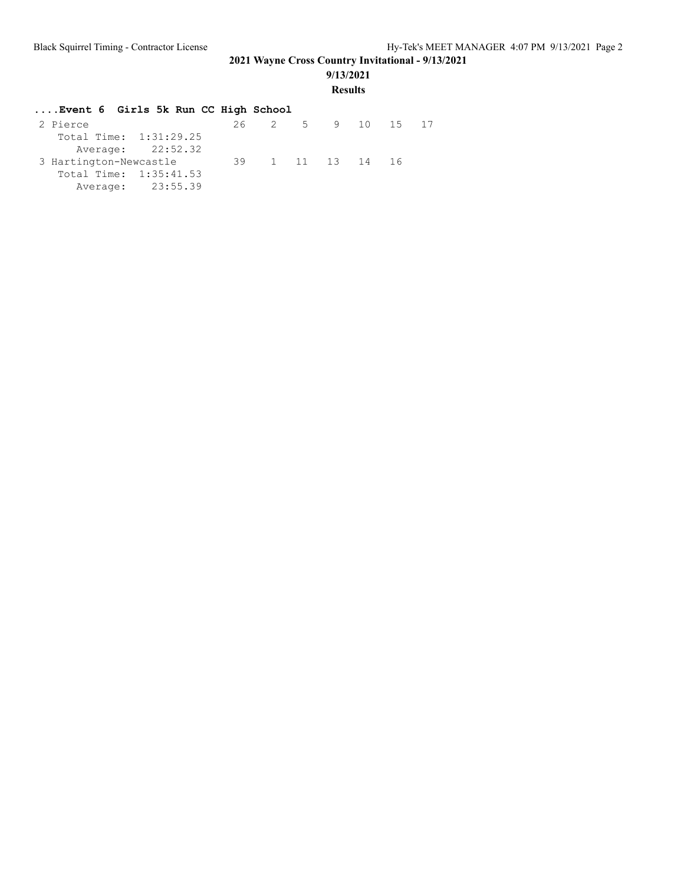# 2021 Wayne Cross Country Invitational - 9/13/2021

**9/13/2021**

**Results**

### ....Event 6 Girls 5k Run CC High School

```
 2 Pierce                      26    2    5    9   10   15   17
    Total Time:  1:31:29.25
       Average:    22:52.32
 3 Hartington-Newcastle        39    1   11   13   14   16
    Total Time:  1:35:41.53
       Average:    23:55.39
```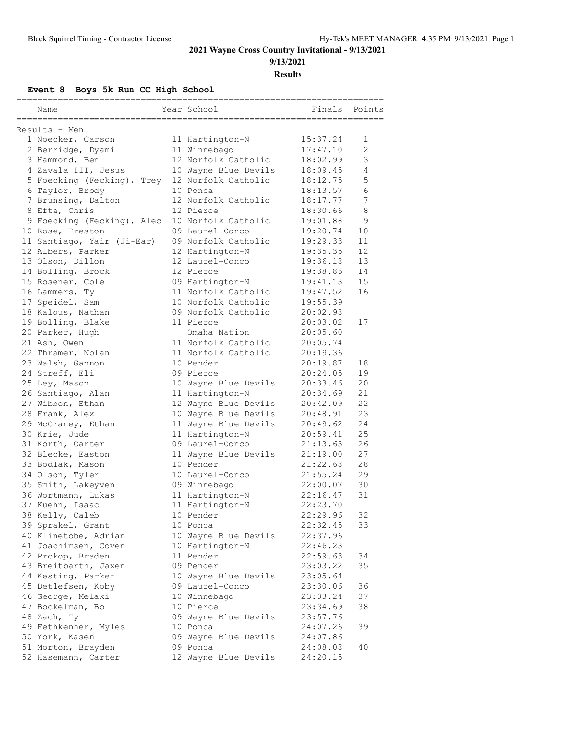**2021 Wayne Cross Country Invitational - 9/13/2021**

**9/13/2021**

**Results**

### Event 8 Boys 5k Run CC High School

Results - Men

| Place | Name | Year | School | Finals | Points |
|---|---|---|---|---|---|
| 1 | Noecker, Carson | 11 | Hartington-N | 15:37.24 | 1 |
| 2 | Berridge, Dyami | 11 | Winnebago | 17:47.10 | 2 |
| 3 | Hammond, Ben | 12 | Norfolk Catholic | 18:02.99 | 3 |
| 4 | Zavala III, Jesus | 10 | Wayne Blue Devils | 18:09.45 | 4 |
| 5 | Foecking (Fecking), Trey | 12 | Norfolk Catholic | 18:12.75 | 5 |
| 6 | Taylor, Brody | 10 | Ponca | 18:13.57 | 6 |
| 7 | Brunsing, Dalton | 12 | Norfolk Catholic | 18:17.77 | 7 |
| 8 | Efta, Chris | 12 | Pierce | 18:30.66 | 8 |
| 9 | Foecking (Fecking), Alec | 10 | Norfolk Catholic | 19:01.88 | 9 |
| 10 | Rose, Preston | 09 | Laurel-Conco | 19:20.74 | 10 |
| 11 | Santiago, Yair (Ji-Ear) | 09 | Norfolk Catholic | 19:29.33 | 11 |
| 12 | Albers, Parker | 12 | Hartington-N | 19:35.35 | 12 |
| 13 | Olson, Dillon | 12 | Laurel-Conco | 19:36.18 | 13 |
| 14 | Bolling, Brock | 12 | Pierce | 19:38.86 | 14 |
| 15 | Rosener, Cole | 09 | Hartington-N | 19:41.13 | 15 |
| 16 | Lammers, Ty | 11 | Norfolk Catholic | 19:47.52 | 16 |
| 17 | Speidel, Sam | 10 | Norfolk Catholic | 19:55.39 | |
| 18 | Kalous, Nathan | 09 | Norfolk Catholic | 20:02.98 | |
| 19 | Bolling, Blake | 11 | Pierce | 20:03.02 | 17 |
| 20 | Parker, Hugh | | Omaha Nation | 20:05.60 | |
| 21 | Ash, Owen | 11 | Norfolk Catholic | 20:05.74 | |
| 22 | Thramer, Nolan | 11 | Norfolk Catholic | 20:19.36 | |
| 23 | Walsh, Gannon | 10 | Pender | 20:19.87 | 18 |
| 24 | Streff, Eli | 09 | Pierce | 20:24.05 | 19 |
| 25 | Ley, Mason | 10 | Wayne Blue Devils | 20:33.46 | 20 |
| 26 | Santiago, Alan | 11 | Hartington-N | 20:34.69 | 21 |
| 27 | Wibbon, Ethan | 12 | Wayne Blue Devils | 20:42.09 | 22 |
| 28 | Frank, Alex | 10 | Wayne Blue Devils | 20:48.91 | 23 |
| 29 | McCraney, Ethan | 11 | Wayne Blue Devils | 20:49.62 | 24 |
| 30 | Krie, Jude | 11 | Hartington-N | 20:59.41 | 25 |
| 31 | Korth, Carter | 09 | Laurel-Conco | 21:13.63 | 26 |
| 32 | Blecke, Easton | 11 | Wayne Blue Devils | 21:19.00 | 27 |
| 33 | Bodlak, Mason | 10 | Pender | 21:22.68 | 28 |
| 34 | Olson, Tyler | 10 | Laurel-Conco | 21:55.24 | 29 |
| 35 | Smith, Lakeyven | 09 | Winnebago | 22:00.07 | 30 |
| 36 | Wortmann, Lukas | 11 | Hartington-N | 22:16.47 | 31 |
| 37 | Kuehn, Isaac | 11 | Hartington-N | 22:23.70 | |
| 38 | Kelly, Caleb | 10 | Pender | 22:29.96 | 32 |
| 39 | Sprakel, Grant | 10 | Ponca | 22:32.45 | 33 |
| 40 | Klinetobe, Adrian | 10 | Wayne Blue Devils | 22:37.96 | |
| 41 | Joachimsen, Coven | 10 | Hartington-N | 22:46.23 | |
| 42 | Prokop, Braden | 11 | Pender | 22:59.63 | 34 |
| 43 | Breitbarth, Jaxen | 09 | Pender | 23:03.22 | 35 |
| 44 | Kesting, Parker | 10 | Wayne Blue Devils | 23:05.64 | |
| 45 | Detlefsen, Koby | 09 | Laurel-Conco | 23:30.06 | 36 |
| 46 | George, Melaki | 10 | Winnebago | 23:33.24 | 37 |
| 47 | Bockelman, Bo | 10 | Pierce | 23:34.69 | 38 |
| 48 | Zach, Ty | 09 | Wayne Blue Devils | 23:57.76 | |
| 49 | Fethkenher, Myles | 10 | Ponca | 24:07.26 | 39 |
| 50 | York, Kasen | 09 | Wayne Blue Devils | 24:07.86 | |
| 51 | Morton, Brayden | 09 | Ponca | 24:08.08 | 40 |
| 52 | Hasemann, Carter | 12 | Wayne Blue Devils | 24:20.15 | |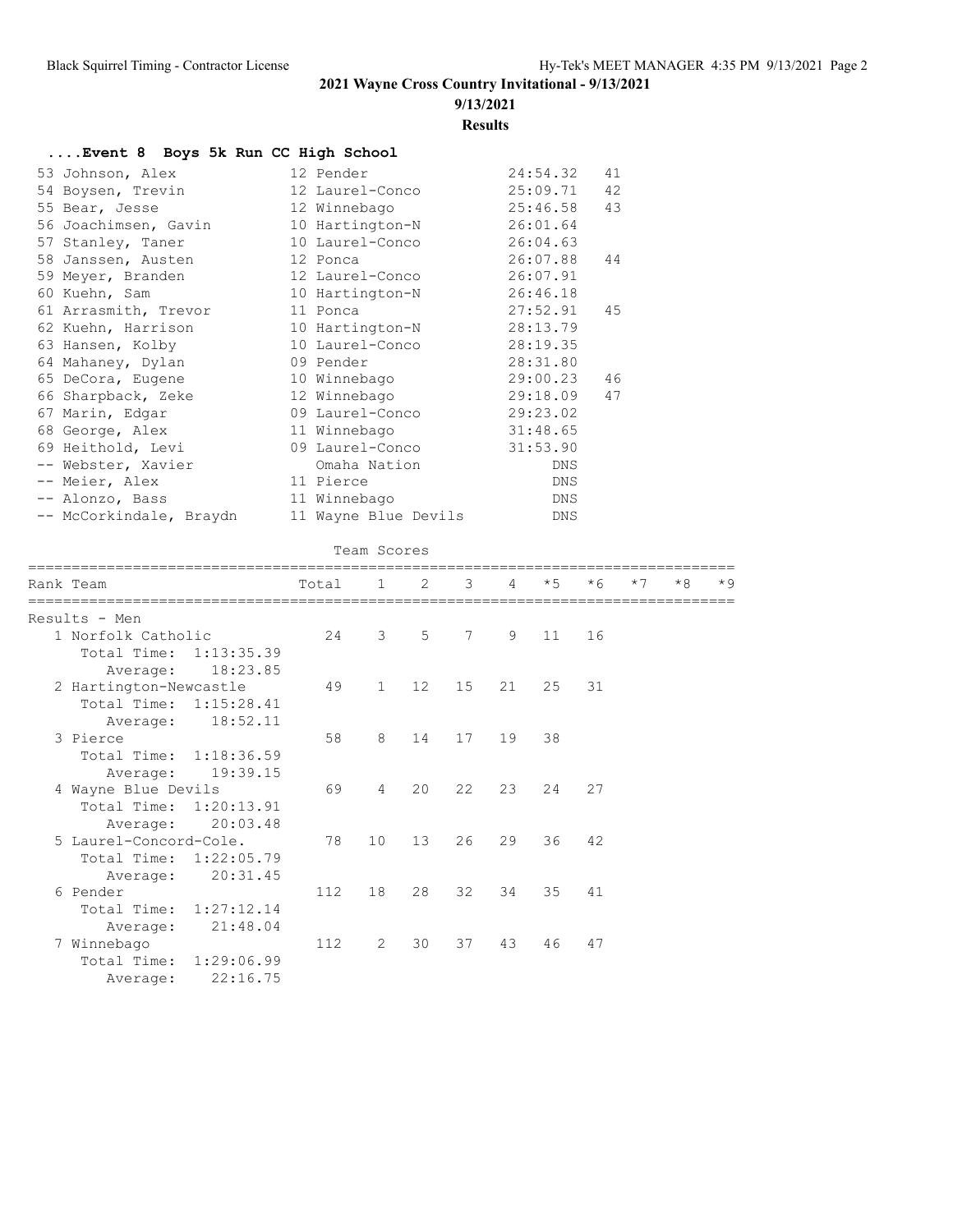**2021 Wayne Cross Country Invitational - 9/13/2021**

**9/13/2021**

**Results**

### ....Event 8 Boys 5k Run CC High School

| Place | Name | Yr | School | Time | Points |
|---|---|---|---|---|---|
| 53 | Johnson, Alex | 12 | Pender | 24:54.32 | 41 |
| 54 | Boysen, Trevin | 12 | Laurel-Conco | 25:09.71 | 42 |
| 55 | Bear, Jesse | 12 | Winnebago | 25:46.58 | 43 |
| 56 | Joachimsen, Gavin | 10 | Hartington-N | 26:01.64 | |
| 57 | Stanley, Taner | 10 | Laurel-Conco | 26:04.63 | |
| 58 | Janssen, Austen | 12 | Ponca | 26:07.88 | 44 |
| 59 | Meyer, Branden | 12 | Laurel-Conco | 26:07.91 | |
| 60 | Kuehn, Sam | 10 | Hartington-N | 26:46.18 | |
| 61 | Arrasmith, Trevor | 11 | Ponca | 27:52.91 | 45 |
| 62 | Kuehn, Harrison | 10 | Hartington-N | 28:13.79 | |
| 63 | Hansen, Kolby | 10 | Laurel-Conco | 28:19.35 | |
| 64 | Mahaney, Dylan | 09 | Pender | 28:31.80 | |
| 65 | DeCora, Eugene | 10 | Winnebago | 29:00.23 | 46 |
| 66 | Sharpback, Zeke | 12 | Winnebago | 29:18.09 | 47 |
| 67 | Marin, Edgar | 09 | Laurel-Conco | 29:23.02 | |
| 68 | George, Alex | 11 | Winnebago | 31:48.65 | |
| 69 | Heithold, Levi | 09 | Laurel-Conco | 31:53.90 | |
| -- | Webster, Xavier | | Omaha Nation | DNS | |
| -- | Meier, Alex | 11 | Pierce | DNS | |
| -- | Alonzo, Bass | 11 | Winnebago | DNS | |
| -- | McCorkindale, Braydn | 11 | Wayne Blue Devils | DNS | |

Team Scores

| Rank | Team | Total | 1 | 2 | 3 | 4 | *5 | *6 | *7 | *8 | *9 |
|---|---|---|---|---|---|---|---|---|---|---|---|
| | **Results - Men** | | | | | | | | | | |
| 1 | Norfolk Catholic | 24 | 3 | 5 | 7 | 9 | 11 | 16 | | | |
| | Total Time: 1:13:35.39 | | | | | | | | | | |
| | Average: 18:23.85 | | | | | | | | | | |
| 2 | Hartington-Newcastle | 49 | 1 | 12 | 15 | 21 | 25 | 31 | | | |
| | Total Time: 1:15:28.41 | | | | | | | | | | |
| | Average: 18:52.11 | | | | | | | | | | |
| 3 | Pierce | 58 | 8 | 14 | 17 | 19 | 38 | | | | |
| | Total Time: 1:18:36.59 | | | | | | | | | | |
| | Average: 19:39.15 | | | | | | | | | | |
| 4 | Wayne Blue Devils | 69 | 4 | 20 | 22 | 23 | 24 | 27 | | | |
| | Total Time: 1:20:13.91 | | | | | | | | | | |
| | Average: 20:03.48 | | | | | | | | | | |
| 5 | Laurel-Concord-Cole. | 78 | 10 | 13 | 26 | 29 | 36 | 42 | | | |
| | Total Time: 1:22:05.79 | | | | | | | | | | |
| | Average: 20:31.45 | | | | | | | | | | |
| 6 | Pender | 112 | 18 | 28 | 32 | 34 | 35 | 41 | | | |
| | Total Time: 1:27:12.14 | | | | | | | | | | |
| | Average: 21:48.04 | | | | | | | | | | |
| 7 | Winnebago | 112 | 2 | 30 | 37 | 43 | 46 | 47 | | | |
| | Total Time: 1:29:06.99 | | | | | | | | | | |
| | Average: 22:16.75 | | | | | | | | | | |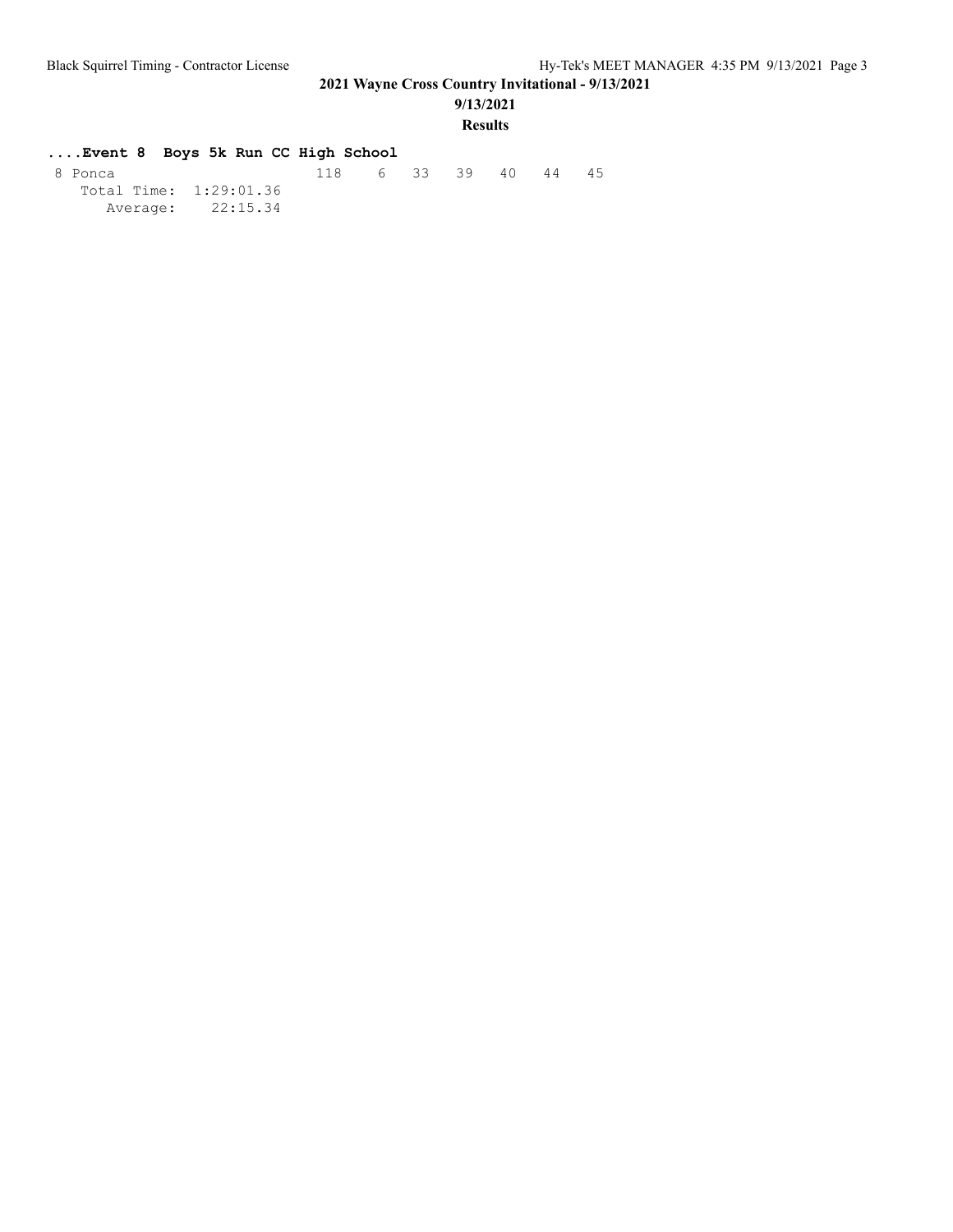## ....Event 8 Boys 5k Run CC High School

```
 8 Ponca                     118    6   33   39   40   44   45
    Total Time:  1:29:01.36
       Average:    22:15.34
```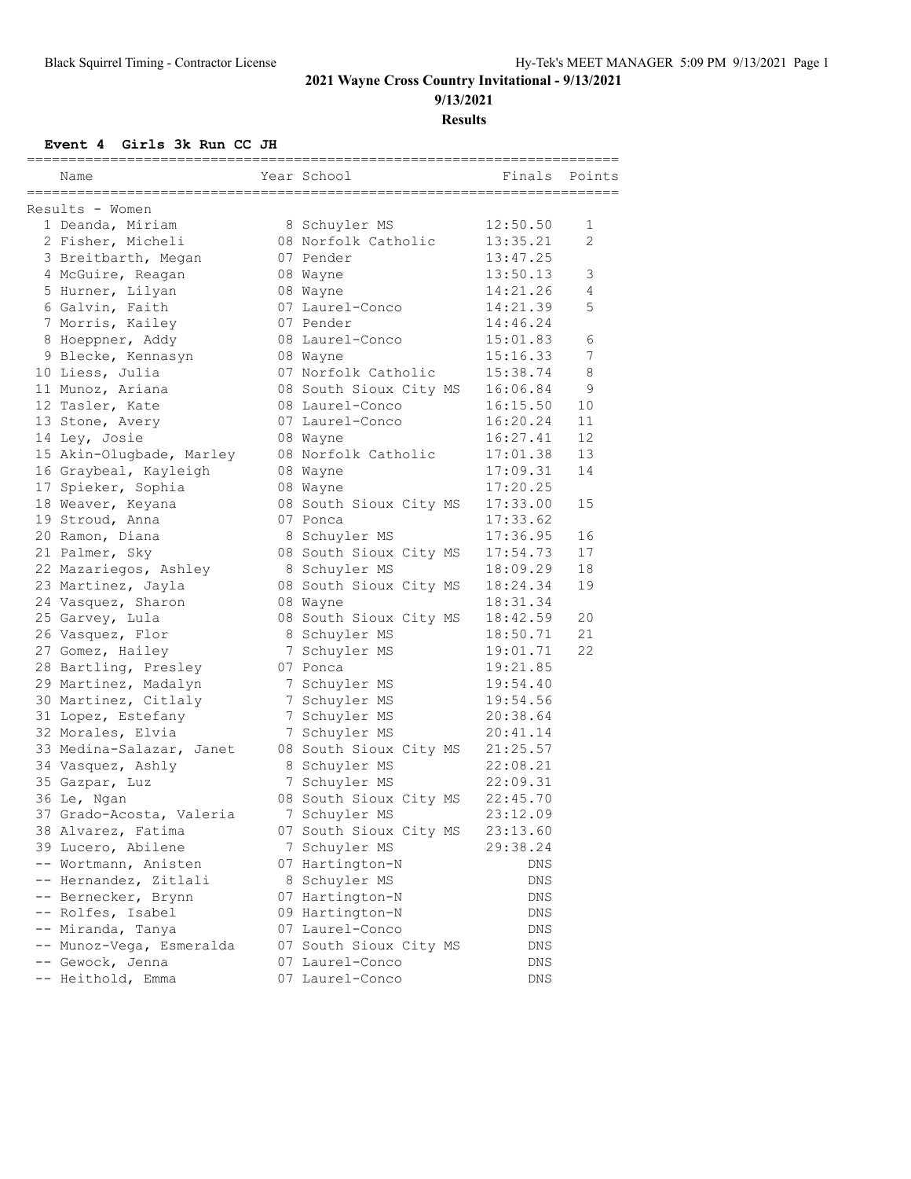# 2021 Wayne Cross Country Invitational - 9/13/2021

9/13/2021

**Results**

### Event 4 Girls 3k Run CC JH

Results - Women

| Place | Name | Year | School | Finals | Points |
|---|---|---|---|---|---|
| 1 | Deanda, Miriam | 8 | Schuyler MS | 12:50.50 | 1 |
| 2 | Fisher, Micheli | 08 | Norfolk Catholic | 13:35.21 | 2 |
| 3 | Breitbarth, Megan | 07 | Pender | 13:47.25 | |
| 4 | McGuire, Reagan | 08 | Wayne | 13:50.13 | 3 |
| 5 | Hurner, Lilyan | 08 | Wayne | 14:21.26 | 4 |
| 6 | Galvin, Faith | 07 | Laurel-Conco | 14:21.39 | 5 |
| 7 | Morris, Kailey | 07 | Pender | 14:46.24 | |
| 8 | Hoeppner, Addy | 08 | Laurel-Conco | 15:01.83 | 6 |
| 9 | Blecke, Kennasyn | 08 | Wayne | 15:16.33 | 7 |
| 10 | Liess, Julia | 07 | Norfolk Catholic | 15:38.74 | 8 |
| 11 | Munoz, Ariana | 08 | South Sioux City MS | 16:06.84 | 9 |
| 12 | Tasler, Kate | 08 | Laurel-Conco | 16:15.50 | 10 |
| 13 | Stone, Avery | 07 | Laurel-Conco | 16:20.24 | 11 |
| 14 | Ley, Josie | 08 | Wayne | 16:27.41 | 12 |
| 15 | Akin-Olugbade, Marley | 08 | Norfolk Catholic | 17:01.38 | 13 |
| 16 | Graybeal, Kayleigh | 08 | Wayne | 17:09.31 | 14 |
| 17 | Spieker, Sophia | 08 | Wayne | 17:20.25 | |
| 18 | Weaver, Keyana | 08 | South Sioux City MS | 17:33.00 | 15 |
| 19 | Stroud, Anna | 07 | Ponca | 17:33.62 | |
| 20 | Ramon, Diana | 8 | Schuyler MS | 17:36.95 | 16 |
| 21 | Palmer, Sky | 08 | South Sioux City MS | 17:54.73 | 17 |
| 22 | Mazariegos, Ashley | 8 | Schuyler MS | 18:09.29 | 18 |
| 23 | Martinez, Jayla | 08 | South Sioux City MS | 18:24.34 | 19 |
| 24 | Vasquez, Sharon | 08 | Wayne | 18:31.34 | |
| 25 | Garvey, Lula | 08 | South Sioux City MS | 18:42.59 | 20 |
| 26 | Vasquez, Flor | 8 | Schuyler MS | 18:50.71 | 21 |
| 27 | Gomez, Hailey | 7 | Schuyler MS | 19:01.71 | 22 |
| 28 | Bartling, Presley | 07 | Ponca | 19:21.85 | |
| 29 | Martinez, Madalyn | 7 | Schuyler MS | 19:54.40 | |
| 30 | Martinez, Citlaly | 7 | Schuyler MS | 19:54.56 | |
| 31 | Lopez, Estefany | 7 | Schuyler MS | 20:38.64 | |
| 32 | Morales, Elvia | 7 | Schuyler MS | 20:41.14 | |
| 33 | Medina-Salazar, Janet | 08 | South Sioux City MS | 21:25.57 | |
| 34 | Vasquez, Ashly | 8 | Schuyler MS | 22:08.21 | |
| 35 | Gazpar, Luz | 7 | Schuyler MS | 22:09.31 | |
| 36 | Le, Ngan | 08 | South Sioux City MS | 22:45.70 | |
| 37 | Grado-Acosta, Valeria | 7 | Schuyler MS | 23:12.09 | |
| 38 | Alvarez, Fatima | 07 | South Sioux City MS | 23:13.60 | |
| 39 | Lucero, Abilene | 7 | Schuyler MS | 29:38.24 | |
| -- | Wortmann, Anisten | 07 | Hartington-N | DNS | |
| -- | Hernandez, Zitlali | 8 | Schuyler MS | DNS | |
| -- | Bernecker, Brynn | 07 | Hartington-N | DNS | |
| -- | Rolfes, Isabel | 09 | Hartington-N | DNS | |
| -- | Miranda, Tanya | 07 | Laurel-Conco | DNS | |
| -- | Munoz-Vega, Esmeralda | 07 | South Sioux City MS | DNS | |
| -- | Gewock, Jenna | 07 | Laurel-Conco | DNS | |
| -- | Heithold, Emma | 07 | Laurel-Conco | DNS | |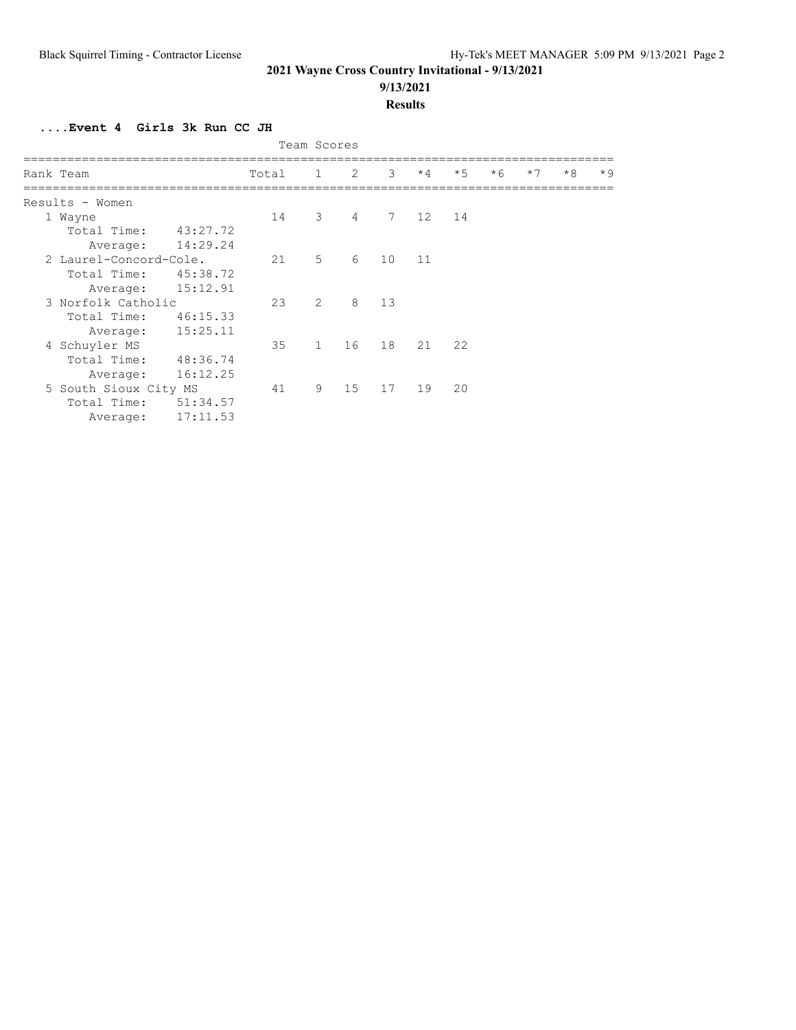## 2021 Wayne Cross Country Invitational - 9/13/2021

**9/13/2021**

**Results**

### ....Event 4 Girls 3k Run CC JH

Team Scores

| Rank | Team | Total | 1 | 2 | 3 | *4 | *5 | *6 | *7 | *8 | *9 |
|---|---|---|---|---|---|---|---|---|---|---|---|
| **Results - Women** | | | | | | | | | | | |
| 1 | Wayne | 14 | 3 | 4 | 7 | 12 | 14 | | | | |
| | Total Time: 43:27.72 | | | | | | | | | | |
| | Average: 14:29.24 | | | | | | | | | | |
| 2 | Laurel-Concord-Cole. | 21 | 5 | 6 | 10 | 11 | | | | | |
| | Total Time: 45:38.72 | | | | | | | | | | |
| | Average: 15:12.91 | | | | | | | | | | |
| 3 | Norfolk Catholic | 23 | 2 | 8 | 13 | | | | | | |
| | Total Time: 46:15.33 | | | | | | | | | | |
| | Average: 15:25.11 | | | | | | | | | | |
| 4 | Schuyler MS | 35 | 1 | 16 | 18 | 21 | 22 | | | | |
| | Total Time: 48:36.74 | | | | | | | | | | |
| | Average: 16:12.25 | | | | | | | | | | |
| 5 | South Sioux City MS | 41 | 9 | 15 | 17 | 19 | 20 | | | | |
| | Total Time: 51:34.57 | | | | | | | | | | |
| | Average: 17:11.53 | | | | | | | | | | |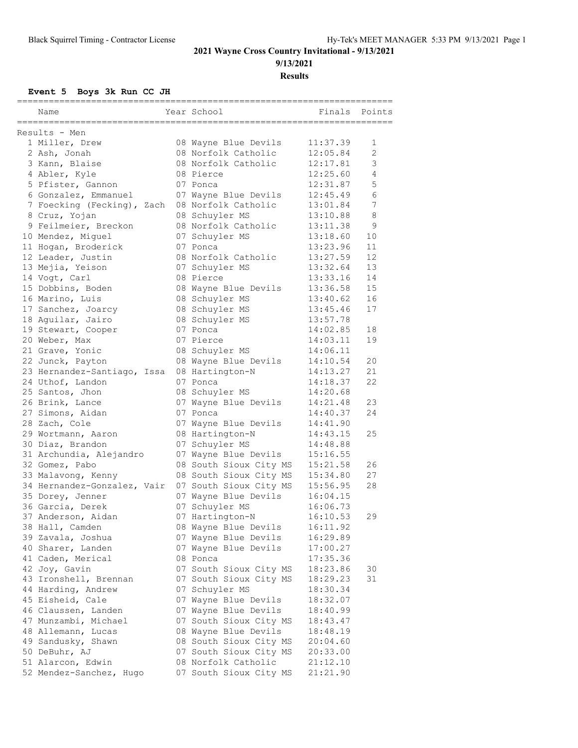# 2021 Wayne Cross Country Invitational - 9/13/2021

**9/13/2021**

**Results**

### Event 5 Boys 3k Run CC JH

Results - Men

| Place | Name | Year | School | Finals | Points |
|---|---|---|---|---|---|
| 1 | Miller, Drew | 08 | Wayne Blue Devils | 11:37.39 | 1 |
| 2 | Ash, Jonah | 08 | Norfolk Catholic | 12:05.84 | 2 |
| 3 | Kann, Blaise | 08 | Norfolk Catholic | 12:17.81 | 3 |
| 4 | Abler, Kyle | 08 | Pierce | 12:25.60 | 4 |
| 5 | Pfister, Gannon | 07 | Ponca | 12:31.87 | 5 |
| 6 | Gonzalez, Emmanuel | 07 | Wayne Blue Devils | 12:45.49 | 6 |
| 7 | Foecking (Fecking), Zach | 08 | Norfolk Catholic | 13:01.84 | 7 |
| 8 | Cruz, Yojan | 08 | Schuyler MS | 13:10.88 | 8 |
| 9 | Feilmeier, Breckon | 08 | Norfolk Catholic | 13:11.38 | 9 |
| 10 | Mendez, Miguel | 07 | Schuyler MS | 13:18.60 | 10 |
| 11 | Hogan, Broderick | 07 | Ponca | 13:23.96 | 11 |
| 12 | Leader, Justin | 08 | Norfolk Catholic | 13:27.59 | 12 |
| 13 | Mejia, Yeison | 07 | Schuyler MS | 13:32.64 | 13 |
| 14 | Vogt, Carl | 08 | Pierce | 13:33.16 | 14 |
| 15 | Dobbins, Boden | 08 | Wayne Blue Devils | 13:36.58 | 15 |
| 16 | Marino, Luis | 08 | Schuyler MS | 13:40.62 | 16 |
| 17 | Sanchez, Joarcy | 08 | Schuyler MS | 13:45.46 | 17 |
| 18 | Aguilar, Jairo | 08 | Schuyler MS | 13:57.78 | |
| 19 | Stewart, Cooper | 07 | Ponca | 14:02.85 | 18 |
| 20 | Weber, Max | 07 | Pierce | 14:03.11 | 19 |
| 21 | Grave, Yonic | 08 | Schuyler MS | 14:06.11 | |
| 22 | Junck, Payton | 08 | Wayne Blue Devils | 14:10.54 | 20 |
| 23 | Hernandez-Santiago, Issa | 08 | Hartington-N | 14:13.27 | 21 |
| 24 | Uthof, Landon | 07 | Ponca | 14:18.37 | 22 |
| 25 | Santos, Jhon | 08 | Schuyler MS | 14:20.68 | |
| 26 | Brink, Lance | 07 | Wayne Blue Devils | 14:21.48 | 23 |
| 27 | Simons, Aidan | 07 | Ponca | 14:40.37 | 24 |
| 28 | Zach, Cole | 07 | Wayne Blue Devils | 14:41.90 | |
| 29 | Wortmann, Aaron | 08 | Hartington-N | 14:43.15 | 25 |
| 30 | Diaz, Brandon | 07 | Schuyler MS | 14:48.88 | |
| 31 | Archundia, Alejandro | 07 | Wayne Blue Devils | 15:16.55 | |
| 32 | Gomez, Pabo | 08 | South Sioux City MS | 15:21.58 | 26 |
| 33 | Malavong, Kenny | 08 | South Sioux City MS | 15:34.80 | 27 |
| 34 | Hernandez-Gonzalez, Vair | 07 | South Sioux City MS | 15:56.95 | 28 |
| 35 | Dorey, Jenner | 07 | Wayne Blue Devils | 16:04.15 | |
| 36 | Garcia, Derek | 07 | Schuyler MS | 16:06.73 | |
| 37 | Anderson, Aidan | 07 | Hartington-N | 16:10.53 | 29 |
| 38 | Hall, Camden | 08 | Wayne Blue Devils | 16:11.92 | |
| 39 | Zavala, Joshua | 07 | Wayne Blue Devils | 16:29.89 | |
| 40 | Sharer, Landen | 07 | Wayne Blue Devils | 17:00.27 | |
| 41 | Caden, Merical | 08 | Ponca | 17:35.36 | |
| 42 | Joy, Gavin | 07 | South Sioux City MS | 18:23.86 | 30 |
| 43 | Ironshell, Brennan | 07 | South Sioux City MS | 18:29.23 | 31 |
| 44 | Harding, Andrew | 07 | Schuyler MS | 18:30.34 | |
| 45 | Eisheid, Cale | 07 | Wayne Blue Devils | 18:32.07 | |
| 46 | Claussen, Landen | 07 | Wayne Blue Devils | 18:40.99 | |
| 47 | Munzambi, Michael | 07 | South Sioux City MS | 18:43.47 | |
| 48 | Allemann, Lucas | 08 | Wayne Blue Devils | 18:48.19 | |
| 49 | Sandusky, Shawn | 08 | South Sioux City MS | 20:04.60 | |
| 50 | DeBuhr, AJ | 07 | South Sioux City MS | 20:33.00 | |
| 51 | Alarcon, Edwin | 08 | Norfolk Catholic | 21:12.10 | |
| 52 | Mendez-Sanchez, Hugo | 07 | South Sioux City MS | 21:21.90 | |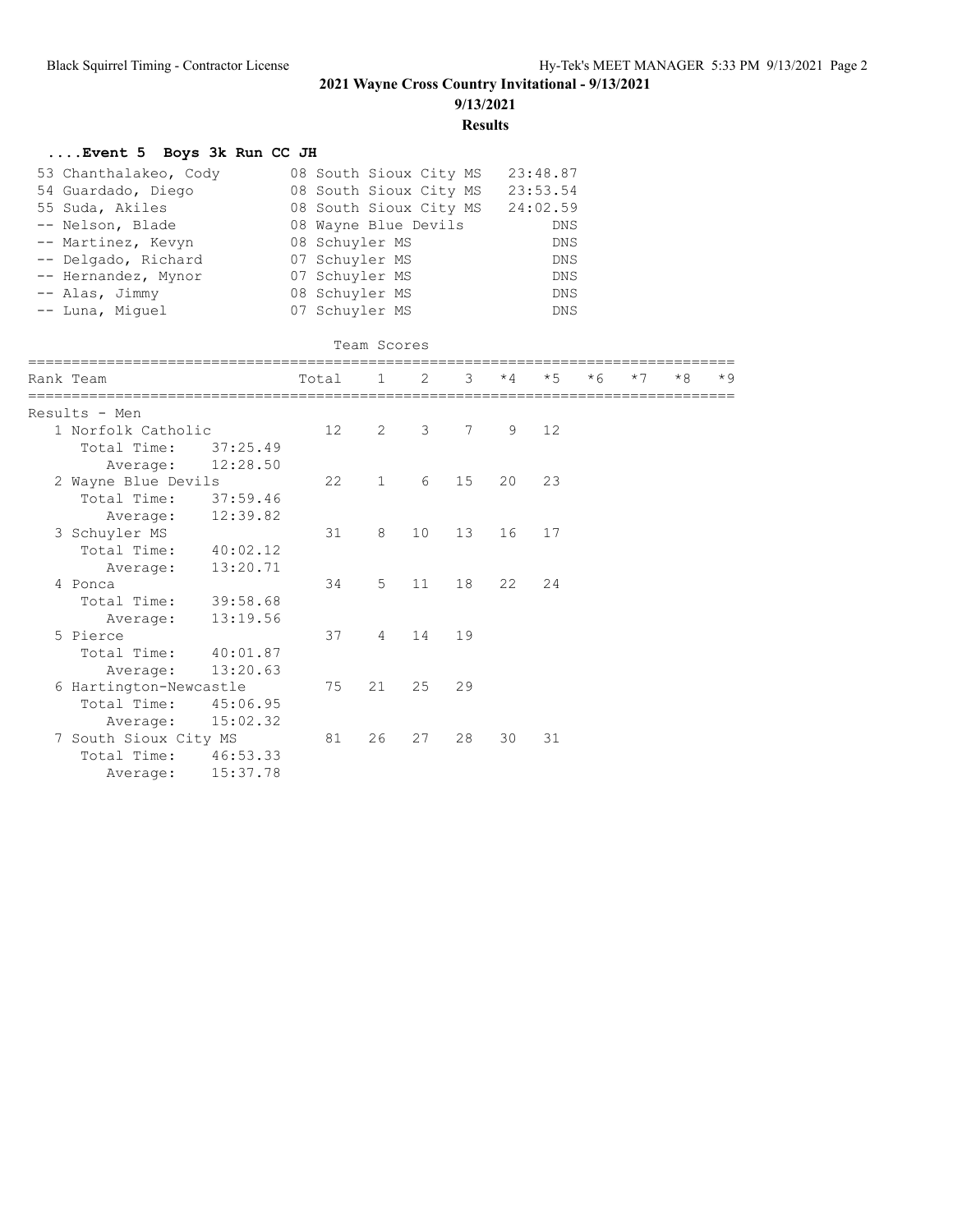## 2021 Wayne Cross Country Invitational - 9/13/2021

**9/13/2021**

**Results**

### ....Event 5 Boys 3k Run CC JH

| | | | | |
|---|---|---|---|---|
| 53 | Chanthalakeo, Cody | 08 | South Sioux City MS | 23:48.87 |
| 54 | Guardado, Diego | 08 | South Sioux City MS | 23:53.54 |
| 55 | Suda, Akiles | 08 | South Sioux City MS | 24:02.59 |
| -- | Nelson, Blade | 08 | Wayne Blue Devils | DNS |
| -- | Martinez, Kevyn | 08 | Schuyler MS | DNS |
| -- | Delgado, Richard | 07 | Schuyler MS | DNS |
| -- | Hernandez, Mynor | 07 | Schuyler MS | DNS |
| -- | Alas, Jimmy | 08 | Schuyler MS | DNS |
| -- | Luna, Miguel | 07 | Schuyler MS | DNS |

Team Scores

| Rank | Team | Total | 1 | 2 | 3 | *4 | *5 | *6 | *7 | *8 | *9 |
|---|---|---|---|---|---|---|---|---|---|---|---|
| Results - Men | | | | | | | | | | | |
| 1 | Norfolk Catholic | 12 | 2 | 3 | 7 | 9 | 12 | | | | |
| | Total Time: 37:25.49 | | | | | | | | | | |
| | Average: 12:28.50 | | | | | | | | | | |
| 2 | Wayne Blue Devils | 22 | 1 | 6 | 15 | 20 | 23 | | | | |
| | Total Time: 37:59.46 | | | | | | | | | | |
| | Average: 12:39.82 | | | | | | | | | | |
| 3 | Schuyler MS | 31 | 8 | 10 | 13 | 16 | 17 | | | | |
| | Total Time: 40:02.12 | | | | | | | | | | |
| | Average: 13:20.71 | | | | | | | | | | |
| 4 | Ponca | 34 | 5 | 11 | 18 | 22 | 24 | | | | |
| | Total Time: 39:58.68 | | | | | | | | | | |
| | Average: 13:19.56 | | | | | | | | | | |
| 5 | Pierce | 37 | 4 | 14 | 19 | | | | | | |
| | Total Time: 40:01.87 | | | | | | | | | | |
| | Average: 13:20.63 | | | | | | | | | | |
| 6 | Hartington-Newcastle | 75 | 21 | 25 | 29 | | | | | | |
| | Total Time: 45:06.95 | | | | | | | | | | |
| | Average: 15:02.32 | | | | | | | | | | |
| 7 | South Sioux City MS | 81 | 26 | 27 | 28 | 30 | 31 | | | | |
| | Total Time: 46:53.33 | | | | | | | | | | |
| | Average: 15:37.78 | | | | | | | | | | |